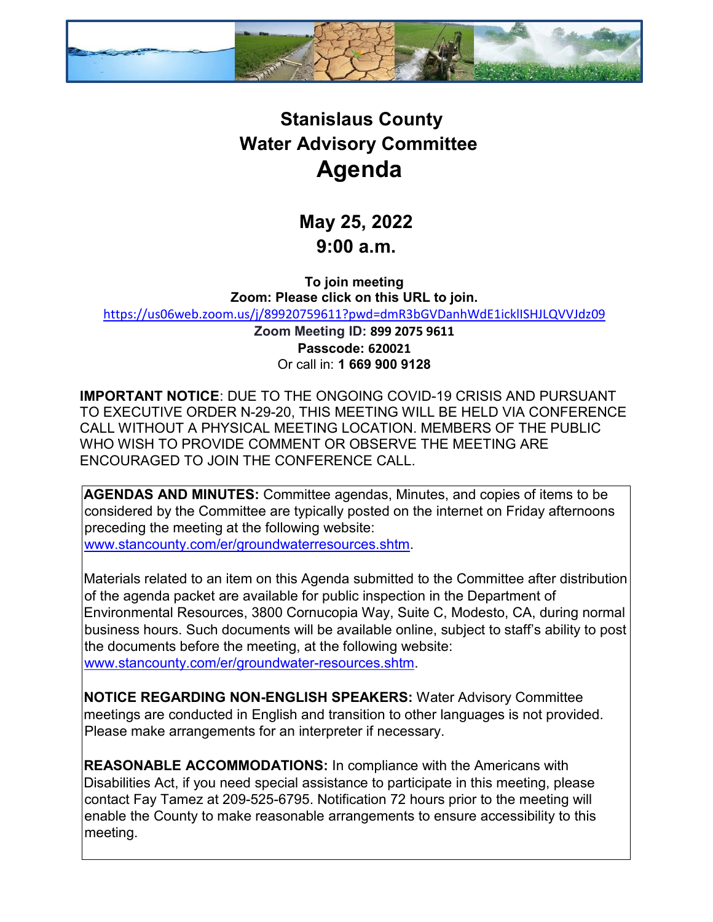# Stanislaus County
# Water Advisory Committee
# Agenda

## May 25, 2022
## 9:00 a.m.

**To join meeting**
**Zoom: Please click on this URL to join.**
https://us06web.zoom.us/j/89920759611?pwd=dmR3bGVDanhWdE1icklISHJLQVVJdz09
**Zoom Meeting ID: 899 2075 9611**
**Passcode: 620021**
Or call in: **1 669 900 9128**

**IMPORTANT NOTICE**: DUE TO THE ONGOING COVID-19 CRISIS AND PURSUANT TO EXECUTIVE ORDER N-29-20, THIS MEETING WILL BE HELD VIA CONFERENCE CALL WITHOUT A PHYSICAL MEETING LOCATION. MEMBERS OF THE PUBLIC WHO WISH TO PROVIDE COMMENT OR OBSERVE THE MEETING ARE ENCOURAGED TO JOIN THE CONFERENCE CALL.

**AGENDAS AND MINUTES:** Committee agendas, Minutes, and copies of items to be considered by the Committee are typically posted on the internet on Friday afternoons preceding the meeting at the following website: www.stancounty.com/er/groundwaterresources.shtm.

Materials related to an item on this Agenda submitted to the Committee after distribution of the agenda packet are available for public inspection in the Department of Environmental Resources, 3800 Cornucopia Way, Suite C, Modesto, CA, during normal business hours. Such documents will be available online, subject to staff's ability to post the documents before the meeting, at the following website: www.stancounty.com/er/groundwater-resources.shtm.

**NOTICE REGARDING NON-ENGLISH SPEAKERS:** Water Advisory Committee meetings are conducted in English and transition to other languages is not provided. Please make arrangements for an interpreter if necessary.

**REASONABLE ACCOMMODATIONS:** In compliance with the Americans with Disabilities Act, if you need special assistance to participate in this meeting, please contact Fay Tamez at 209-525-6795. Notification 72 hours prior to the meeting will enable the County to make reasonable arrangements to ensure accessibility to this meeting.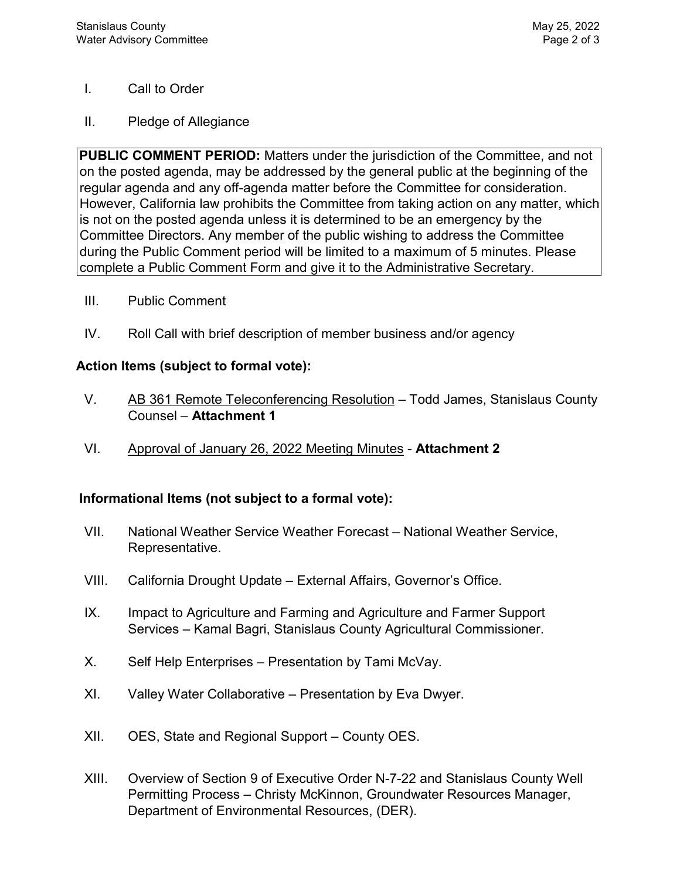I. Call to Order

II. Pledge of Allegiance

**PUBLIC COMMENT PERIOD:** Matters under the jurisdiction of the Committee, and not on the posted agenda, may be addressed by the general public at the beginning of the regular agenda and any off-agenda matter before the Committee for consideration. However, California law prohibits the Committee from taking action on any matter, which is not on the posted agenda unless it is determined to be an emergency by the Committee Directors. Any member of the public wishing to address the Committee during the Public Comment period will be limited to a maximum of 5 minutes. Please complete a Public Comment Form and give it to the Administrative Secretary.

III. Public Comment

IV. Roll Call with brief description of member business and/or agency

**Action Items (subject to formal vote):**

V. AB 361 Remote Teleconferencing Resolution – Todd James, Stanislaus County Counsel – **Attachment 1**

VI. Approval of January 26, 2022 Meeting Minutes - **Attachment 2**

**Informational Items (not subject to a formal vote):**

VII. National Weather Service Weather Forecast – National Weather Service, Representative.

VIII. California Drought Update – External Affairs, Governor's Office.

IX. Impact to Agriculture and Farming and Agriculture and Farmer Support Services – Kamal Bagri, Stanislaus County Agricultural Commissioner.

X. Self Help Enterprises – Presentation by Tami McVay.

XI. Valley Water Collaborative – Presentation by Eva Dwyer.

XII. OES, State and Regional Support – County OES.

XIII. Overview of Section 9 of Executive Order N-7-22 and Stanislaus County Well Permitting Process – Christy McKinnon, Groundwater Resources Manager, Department of Environmental Resources, (DER).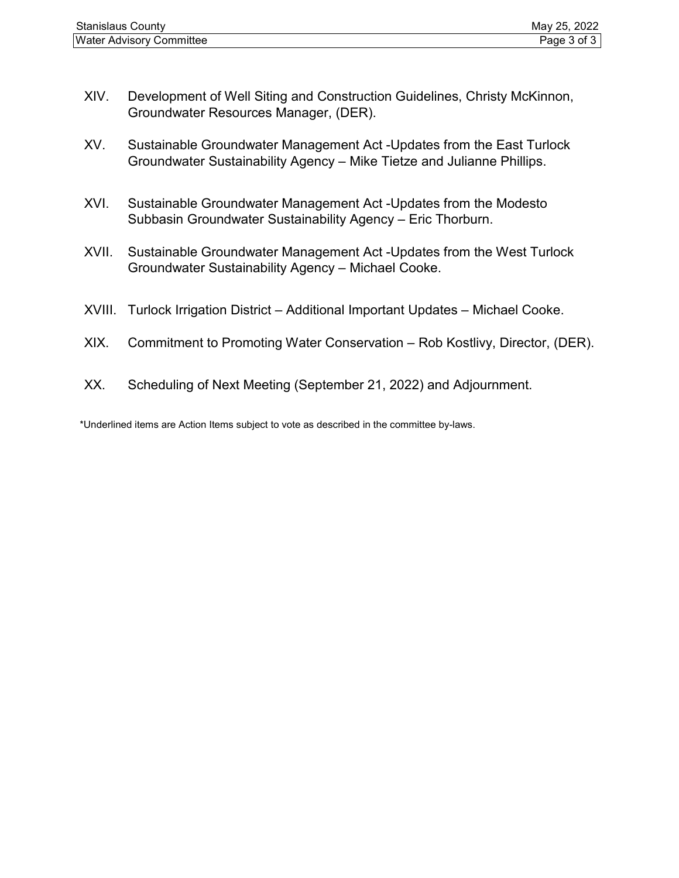XIV. Development of Well Siting and Construction Guidelines, Christy McKinnon, Groundwater Resources Manager, (DER).

XV. Sustainable Groundwater Management Act -Updates from the East Turlock Groundwater Sustainability Agency – Mike Tietze and Julianne Phillips.

XVI. Sustainable Groundwater Management Act -Updates from the Modesto Subbasin Groundwater Sustainability Agency – Eric Thorburn.

XVII. Sustainable Groundwater Management Act -Updates from the West Turlock Groundwater Sustainability Agency – Michael Cooke.

XVIII. Turlock Irrigation District – Additional Important Updates – Michael Cooke.

XIX. Commitment to Promoting Water Conservation – Rob Kostlivy, Director, (DER).

XX. Scheduling of Next Meeting (September 21, 2022) and Adjournment.

*Underlined items are Action Items subject to vote as described in the committee by-laws.